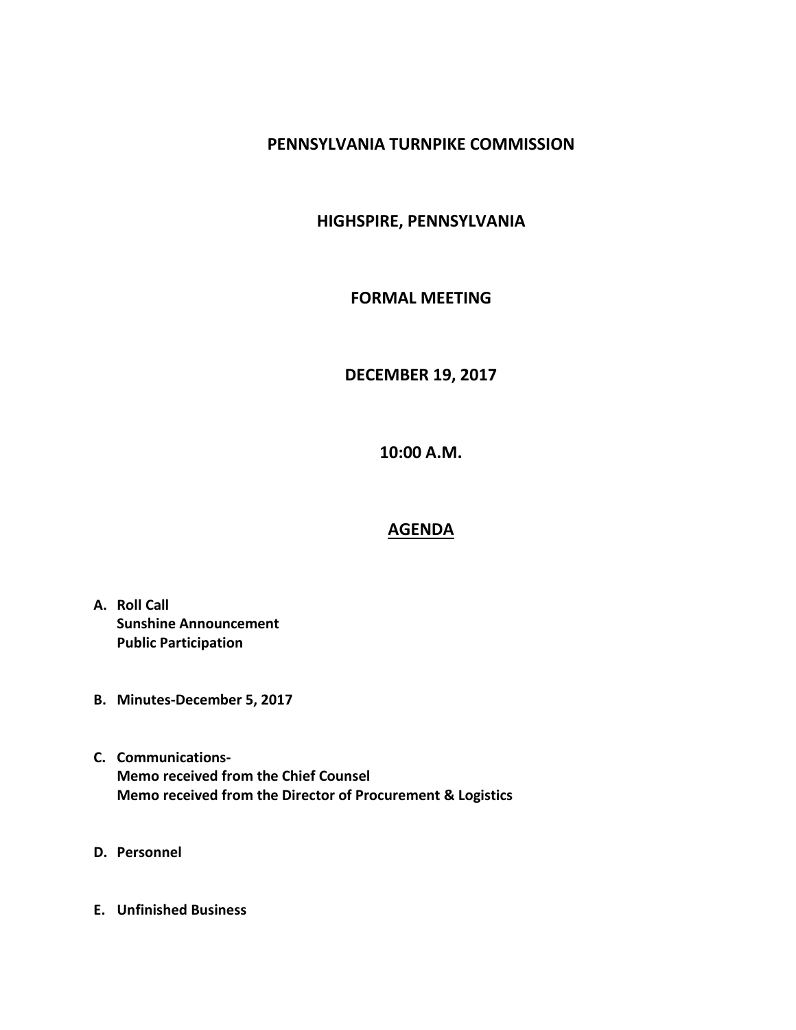# PENNSYLVANIA TURNPIKE COMMISSION

## HIGHSPIRE, PENNSYLVANIA

## FORMAL MEETING

## DECEMBER 19, 2017

## 10:00 A.M.

## AGENDA

**A. Roll Call**
**Sunshine Announcement**
**Public Participation**

**B. Minutes-December 5, 2017**

**C. Communications-**
**Memo received from the Chief Counsel**
**Memo received from the Director of Procurement & Logistics**

**D. Personnel**

**E. Unfinished Business**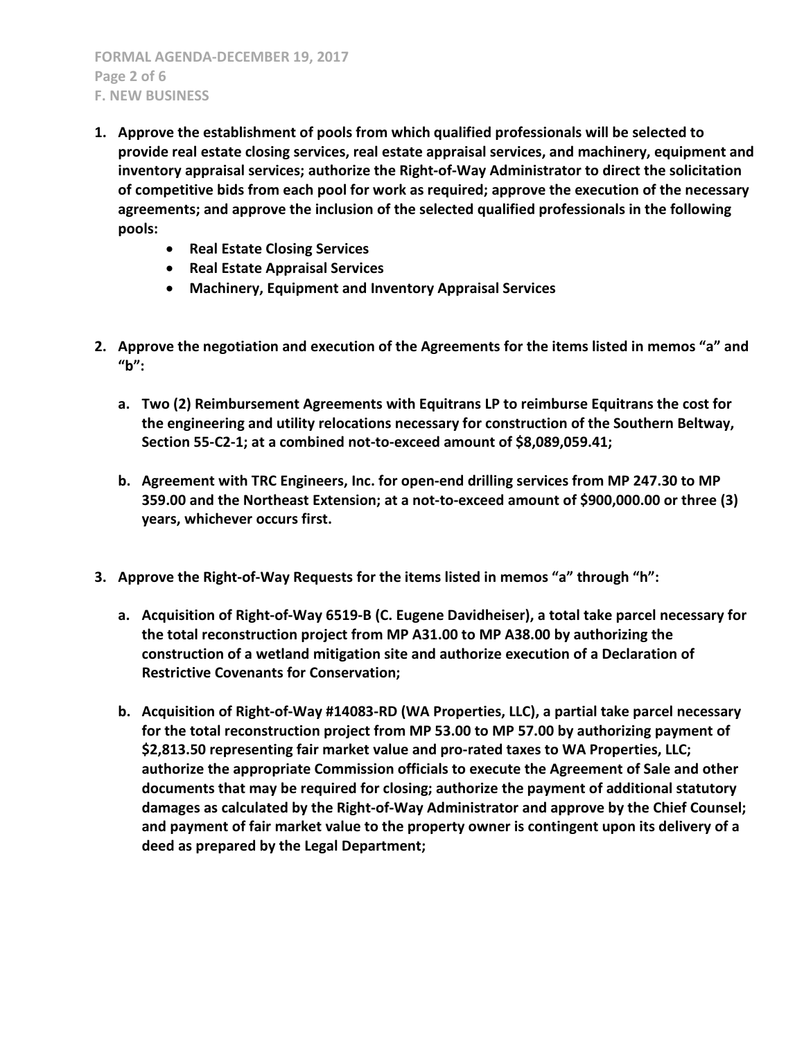1. **Approve the establishment of pools from which qualified professionals will be selected to provide real estate closing services, real estate appraisal services, and machinery, equipment and inventory appraisal services; authorize the Right-of-Way Administrator to direct the solicitation of competitive bids from each pool for work as required; approve the execution of the necessary agreements; and approve the inclusion of the selected qualified professionals in the following pools:**
    - **Real Estate Closing Services**
    - **Real Estate Appraisal Services**
    - **Machinery, Equipment and Inventory Appraisal Services**

2. **Approve the negotiation and execution of the Agreements for the items listed in memos "a" and "b":**

    a. **Two (2) Reimbursement Agreements with Equitrans LP to reimburse Equitrans the cost for the engineering and utility relocations necessary for construction of the Southern Beltway, Section 55-C2-1; at a combined not-to-exceed amount of $8,089,059.41;**

    b. **Agreement with TRC Engineers, Inc. for open-end drilling services from MP 247.30 to MP 359.00 and the Northeast Extension; at a not-to-exceed amount of $900,000.00 or three (3) years, whichever occurs first.**

3. **Approve the Right-of-Way Requests for the items listed in memos "a" through "h":**

    a. **Acquisition of Right-of-Way 6519-B (C. Eugene Davidheiser), a total take parcel necessary for the total reconstruction project from MP A31.00 to MP A38.00 by authorizing the construction of a wetland mitigation site and authorize execution of a Declaration of Restrictive Covenants for Conservation;**

    b. **Acquisition of Right-of-Way #14083-RD (WA Properties, LLC), a partial take parcel necessary for the total reconstruction project from MP 53.00 to MP 57.00 by authorizing payment of $2,813.50 representing fair market value and pro-rated taxes to WA Properties, LLC; authorize the appropriate Commission officials to execute the Agreement of Sale and other documents that may be required for closing; authorize the payment of additional statutory damages as calculated by the Right-of-Way Administrator and approve by the Chief Counsel; and payment of fair market value to the property owner is contingent upon its delivery of a deed as prepared by the Legal Department;**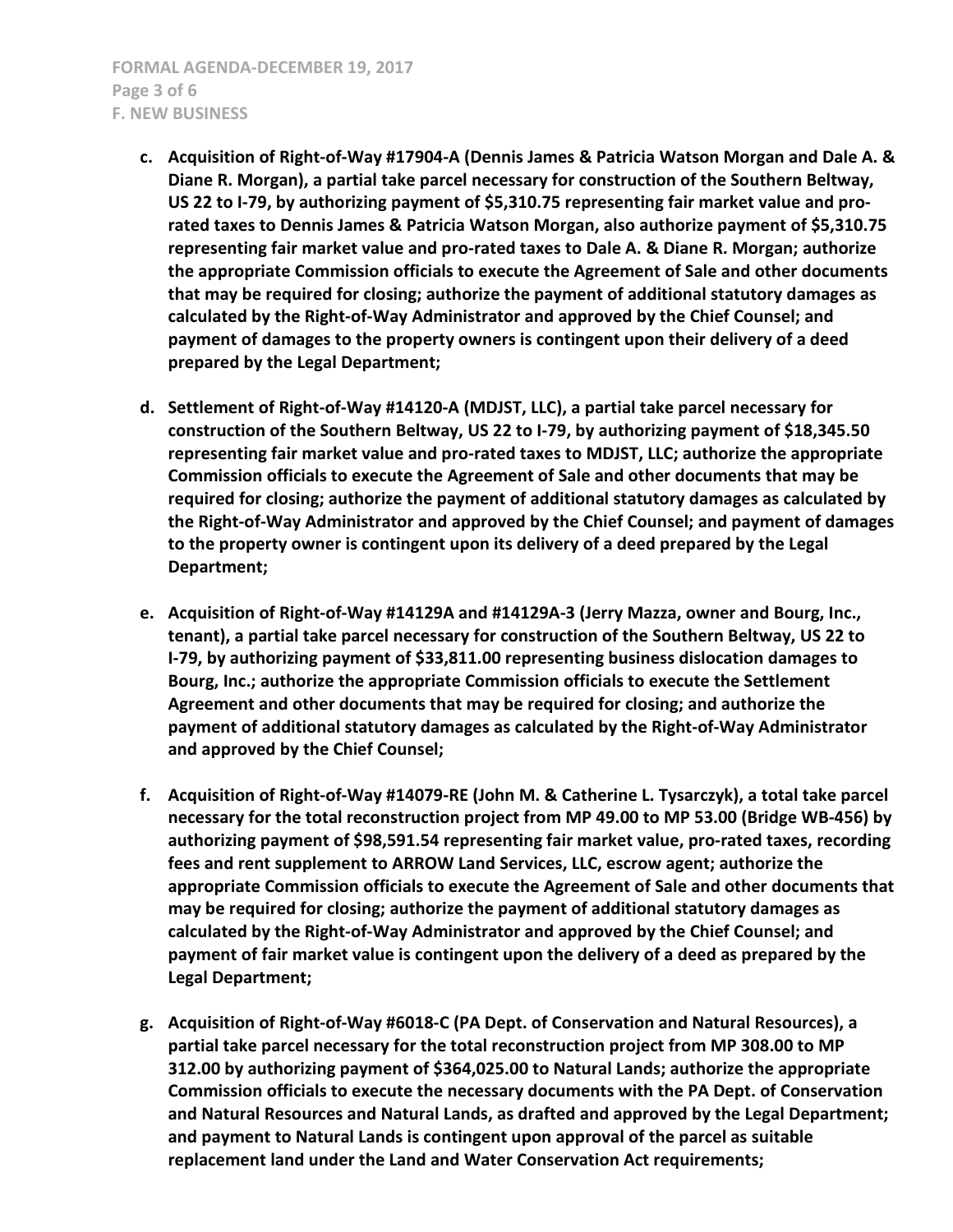- **c. Acquisition of Right-of-Way #17904-A (Dennis James & Patricia Watson Morgan and Dale A. & Diane R. Morgan), a partial take parcel necessary for construction of the Southern Beltway, US 22 to I-79, by authorizing payment of $5,310.75 representing fair market value and pro-rated taxes to Dennis James & Patricia Watson Morgan, also authorize payment of $5,310.75 representing fair market value and pro-rated taxes to Dale A. & Diane R. Morgan; authorize the appropriate Commission officials to execute the Agreement of Sale and other documents that may be required for closing; authorize the payment of additional statutory damages as calculated by the Right-of-Way Administrator and approved by the Chief Counsel; and payment of damages to the property owners is contingent upon their delivery of a deed prepared by the Legal Department;**

- **d. Settlement of Right-of-Way #14120-A (MDJST, LLC), a partial take parcel necessary for construction of the Southern Beltway, US 22 to I-79, by authorizing payment of $18,345.50 representing fair market value and pro-rated taxes to MDJST, LLC; authorize the appropriate Commission officials to execute the Agreement of Sale and other documents that may be required for closing; authorize the payment of additional statutory damages as calculated by the Right-of-Way Administrator and approved by the Chief Counsel; and payment of damages to the property owner is contingent upon its delivery of a deed prepared by the Legal Department;**

- **e. Acquisition of Right-of-Way #14129A and #14129A-3 (Jerry Mazza, owner and Bourg, Inc., tenant), a partial take parcel necessary for construction of the Southern Beltway, US 22 to I-79, by authorizing payment of $33,811.00 representing business dislocation damages to Bourg, Inc.; authorize the appropriate Commission officials to execute the Settlement Agreement and other documents that may be required for closing; and authorize the payment of additional statutory damages as calculated by the Right-of-Way Administrator and approved by the Chief Counsel;**

- **f. Acquisition of Right-of-Way #14079-RE (John M. & Catherine L. Tysarczyk), a total take parcel necessary for the total reconstruction project from MP 49.00 to MP 53.00 (Bridge WB-456) by authorizing payment of $98,591.54 representing fair market value, pro-rated taxes, recording fees and rent supplement to ARROW Land Services, LLC, escrow agent; authorize the appropriate Commission officials to execute the Agreement of Sale and other documents that may be required for closing; authorize the payment of additional statutory damages as calculated by the Right-of-Way Administrator and approved by the Chief Counsel; and payment of fair market value is contingent upon the delivery of a deed as prepared by the Legal Department;**

- **g. Acquisition of Right-of-Way #6018-C (PA Dept. of Conservation and Natural Resources), a partial take parcel necessary for the total reconstruction project from MP 308.00 to MP 312.00 by authorizing payment of $364,025.00 to Natural Lands; authorize the appropriate Commission officials to execute the necessary documents with the PA Dept. of Conservation and Natural Resources and Natural Lands, as drafted and approved by the Legal Department; and payment to Natural Lands is contingent upon approval of the parcel as suitable replacement land under the Land and Water Conservation Act requirements;**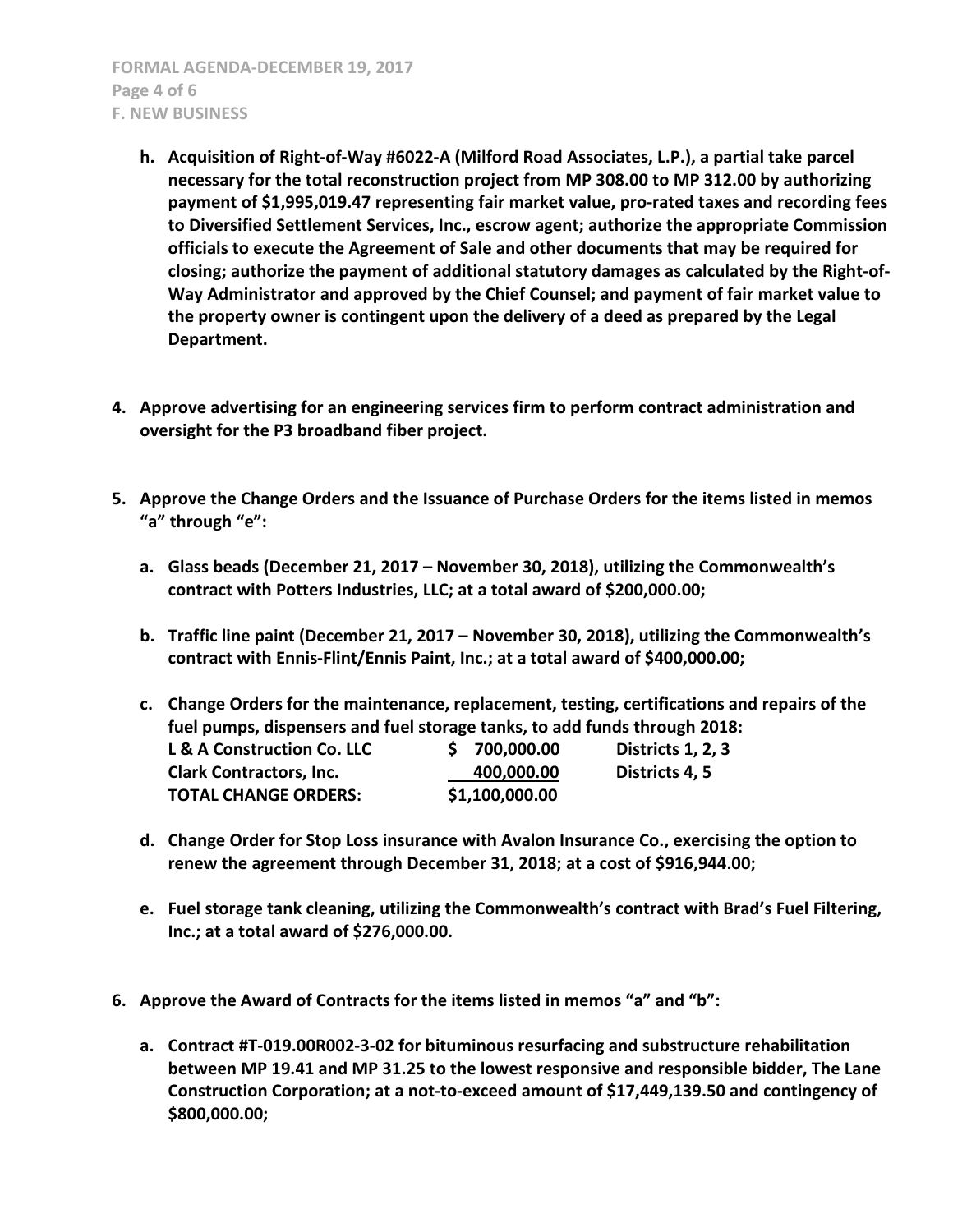h. **Acquisition of Right-of-Way #6022-A (Milford Road Associates, L.P.), a partial take parcel necessary for the total reconstruction project from MP 308.00 to MP 312.00 by authorizing payment of $1,995,019.47 representing fair market value, pro-rated taxes and recording fees to Diversified Settlement Services, Inc., escrow agent; authorize the appropriate Commission officials to execute the Agreement of Sale and other documents that may be required for closing; authorize the payment of additional statutory damages as calculated by the Right-of-Way Administrator and approved by the Chief Counsel; and payment of fair market value to the property owner is contingent upon the delivery of a deed as prepared by the Legal Department.**

4. **Approve advertising for an engineering services firm to perform contract administration and oversight for the P3 broadband fiber project.**

5. **Approve the Change Orders and the Issuance of Purchase Orders for the items listed in memos "a" through "e":**

   a. **Glass beads (December 21, 2017 – November 30, 2018), utilizing the Commonwealth's contract with Potters Industries, LLC; at a total award of $200,000.00;**

   b. **Traffic line paint (December 21, 2017 – November 30, 2018), utilizing the Commonwealth's contract with Ennis-Flint/Ennis Paint, Inc.; at a total award of $400,000.00;**

   c. **Change Orders for the maintenance, replacement, testing, certifications and repairs of the fuel pumps, dispensers and fuel storage tanks, to add funds through 2018:**

| | | |
|---|---|---|
| **L & A Construction Co. LLC** | **$ 700,000.00** | **Districts 1, 2, 3** |
| **Clark Contractors, Inc.** | **400,000.00** | **Districts 4, 5** |
| **TOTAL CHANGE ORDERS:** | **$1,100,000.00** | |

   d. **Change Order for Stop Loss insurance with Avalon Insurance Co., exercising the option to renew the agreement through December 31, 2018; at a cost of $916,944.00;**

   e. **Fuel storage tank cleaning, utilizing the Commonwealth's contract with Brad's Fuel Filtering, Inc.; at a total award of $276,000.00.**

6. **Approve the Award of Contracts for the items listed in memos "a" and "b":**

   a. **Contract #T-019.00R002-3-02 for bituminous resurfacing and substructure rehabilitation between MP 19.41 and MP 31.25 to the lowest responsive and responsible bidder, The Lane Construction Corporation; at a not-to-exceed amount of $17,449,139.50 and contingency of $800,000.00;**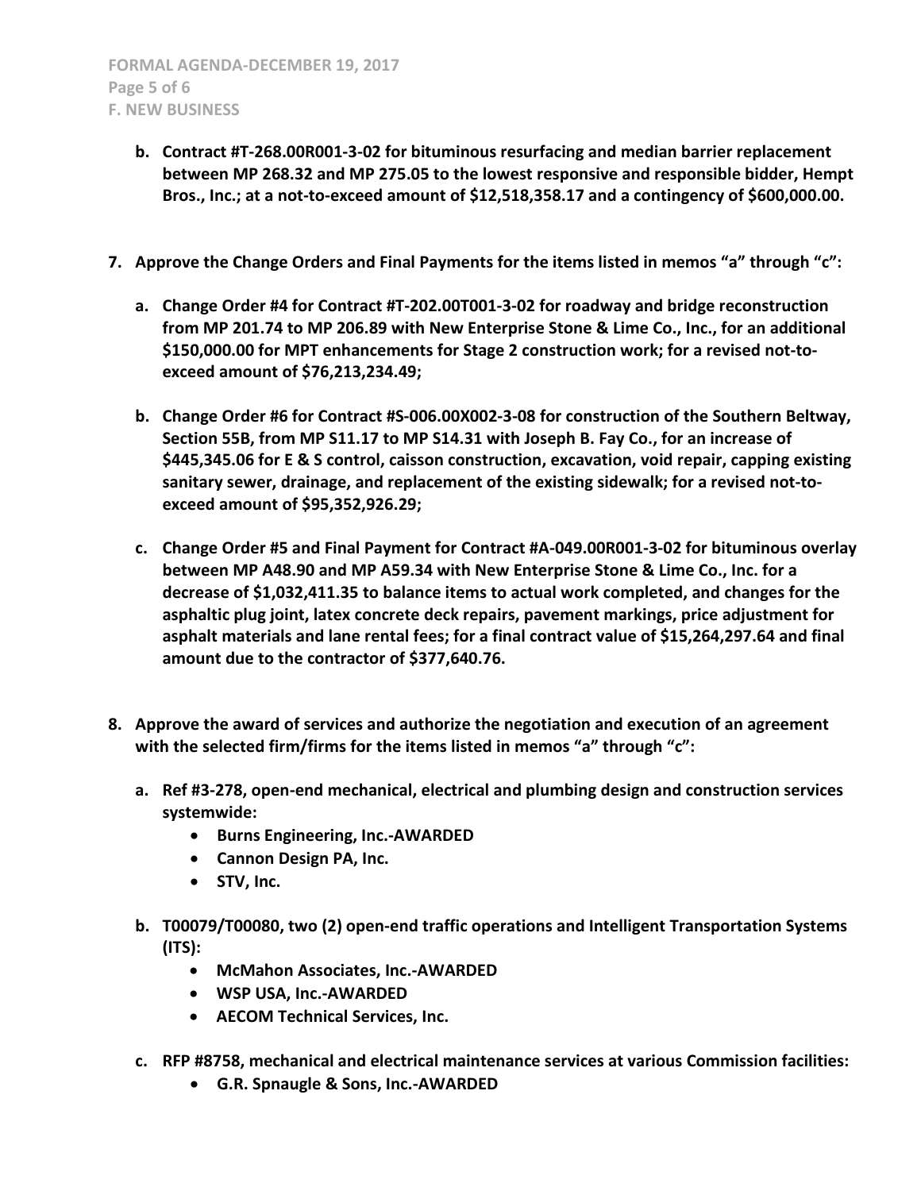- **b. Contract #T-268.00R001-3-02 for bituminous resurfacing and median barrier replacement between MP 268.32 and MP 275.05 to the lowest responsive and responsible bidder, Hempt Bros., Inc.; at a not-to-exceed amount of $12,518,358.17 and a contingency of $600,000.00.**

**7. Approve the Change Orders and Final Payments for the items listed in memos "a" through "c":**

- **a. Change Order #4 for Contract #T-202.00T001-3-02 for roadway and bridge reconstruction from MP 201.74 to MP 206.89 with New Enterprise Stone & Lime Co., Inc., for an additional $150,000.00 for MPT enhancements for Stage 2 construction work; for a revised not-to-exceed amount of $76,213,234.49;**

- **b. Change Order #6 for Contract #S-006.00X002-3-08 for construction of the Southern Beltway, Section 55B, from MP S11.17 to MP S14.31 with Joseph B. Fay Co., for an increase of $445,345.06 for E & S control, caisson construction, excavation, void repair, capping existing sanitary sewer, drainage, and replacement of the existing sidewalk; for a revised not-to-exceed amount of $95,352,926.29;**

- **c. Change Order #5 and Final Payment for Contract #A-049.00R001-3-02 for bituminous overlay between MP A48.90 and MP A59.34 with New Enterprise Stone & Lime Co., Inc. for a decrease of $1,032,411.35 to balance items to actual work completed, and changes for the asphaltic plug joint, latex concrete deck repairs, pavement markings, price adjustment for asphalt materials and lane rental fees; for a final contract value of $15,264,297.64 and final amount due to the contractor of $377,640.76.**

**8. Approve the award of services and authorize the negotiation and execution of an agreement with the selected firm/firms for the items listed in memos "a" through "c":**

- **a. Ref #3-278, open-end mechanical, electrical and plumbing design and construction services systemwide:**
  - **Burns Engineering, Inc.-AWARDED**
  - **Cannon Design PA, Inc.**
  - **STV, Inc.**

- **b. T00079/T00080, two (2) open-end traffic operations and Intelligent Transportation Systems (ITS):**
  - **McMahon Associates, Inc.-AWARDED**
  - **WSP USA, Inc.-AWARDED**
  - **AECOM Technical Services, Inc.**

- **c. RFP #8758, mechanical and electrical maintenance services at various Commission facilities:**
  - **G.R. Spnaugle & Sons, Inc.-AWARDED**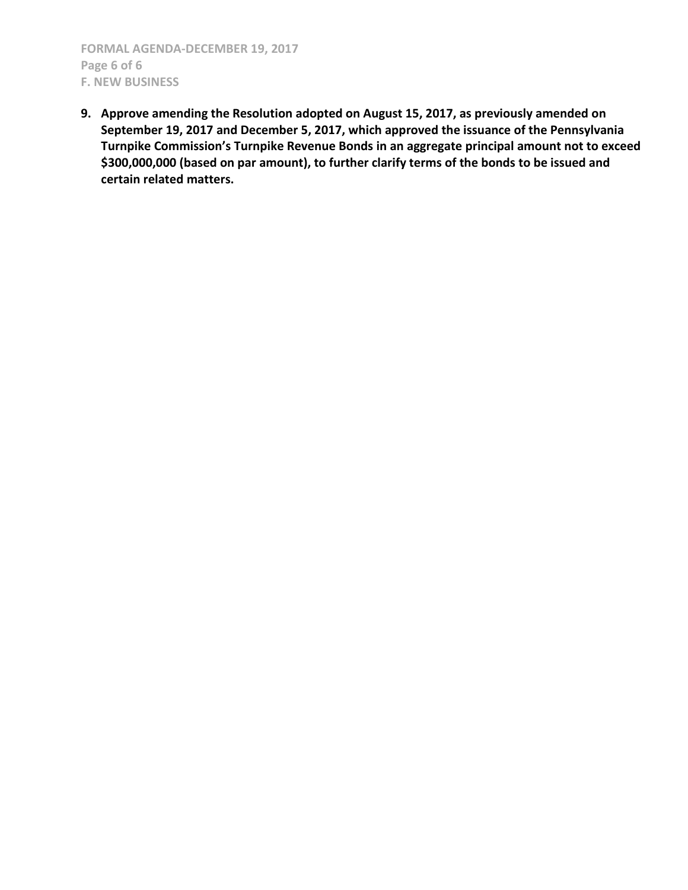**9. Approve amending the Resolution adopted on August 15, 2017, as previously amended on September 19, 2017 and December 5, 2017, which approved the issuance of the Pennsylvania Turnpike Commission's Turnpike Revenue Bonds in an aggregate principal amount not to exceed $300,000,000 (based on par amount), to further clarify terms of the bonds to be issued and certain related matters.**